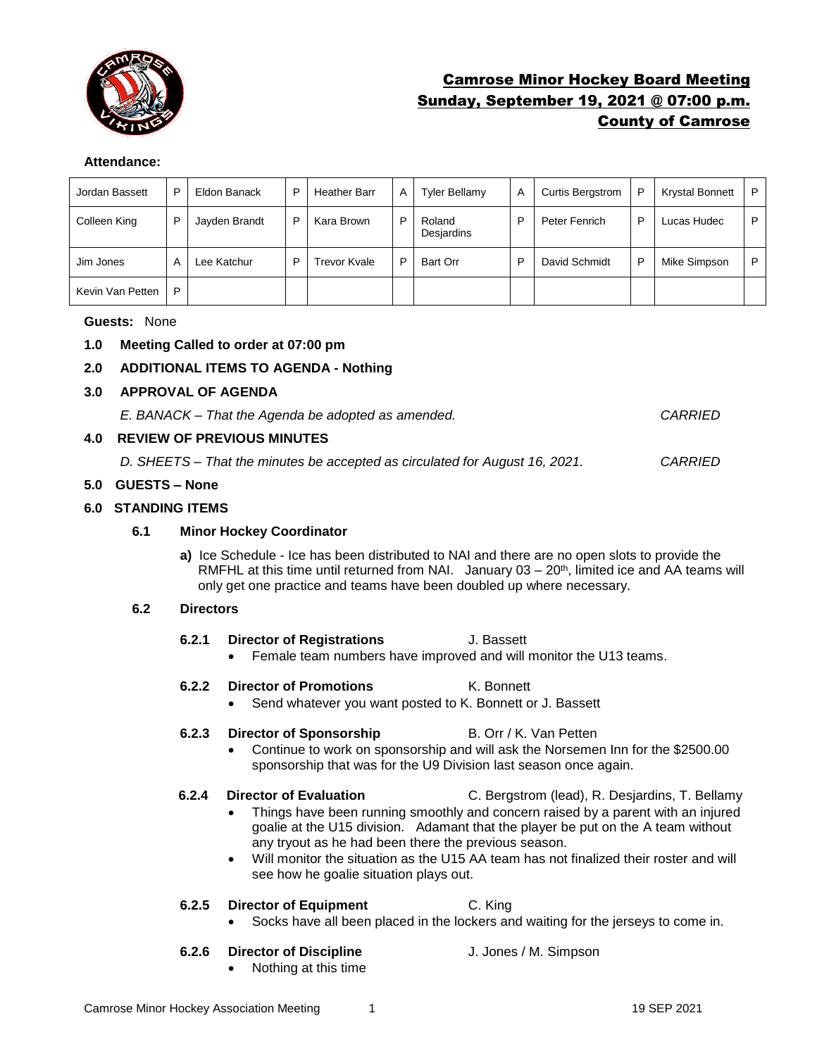# Camrose Minor Hockey Board Meeting
## Sunday, September 19, 2021 @ 07:00 p.m.
## County of Camrose

**Attendance:**

| | | | | | | | | | | | |
|---|---|---|---|---|---|---|---|---|---|---|---|
| Jordan Bassett | P | Eldon Banack | P | Heather Barr | A | Tyler Bellamy | A | Curtis Bergstrom | P | Krystal Bonnett | P |
| Colleen King | P | Jayden Brandt | P | Kara Brown | P | Roland Desjardins | P | Peter Fenrich | P | Lucas Hudec | P |
| Jim Jones | A | Lee Katchur | P | Trevor Kvale | P | Bart Orr | P | David Schmidt | P | Mike Simpson | P |
| Kevin Van Petten | P | | | | | | | | | | |

**Guests:** None

**1.0 Meeting Called to order at 07:00 pm**

**2.0 ADDITIONAL ITEMS TO AGENDA - Nothing**

**3.0 APPROVAL OF AGENDA**

*E. BANACK – That the Agenda be adopted as amended.* *CARRIED*

**4.0 REVIEW OF PREVIOUS MINUTES**

*D. SHEETS – That the minutes be accepted as circulated for August 16, 2021.* *CARRIED*

**5.0 GUESTS – None**

**6.0 STANDING ITEMS**

**6.1 Minor Hockey Coordinator**

**a)** Ice Schedule - Ice has been distributed to NAI and there are no open slots to provide the RMFHL at this time until returned from NAI. January 03 – 20th, limited ice and AA teams will only get one practice and teams have been doubled up where necessary.

**6.2 Directors**

**6.2.1 Director of Registrations** J. Bassett

- Female team numbers have improved and will monitor the U13 teams.

**6.2.2 Director of Promotions** K. Bonnett

- Send whatever you want posted to K. Bonnett or J. Bassett

**6.2.3 Director of Sponsorship** B. Orr / K. Van Petten

- Continue to work on sponsorship and will ask the Norsemen Inn for the $2500.00 sponsorship that was for the U9 Division last season once again.

**6.2.4 Director of Evaluation** C. Bergstrom (lead), R. Desjardins, T. Bellamy

- Things have been running smoothly and concern raised by a parent with an injured goalie at the U15 division. Adamant that the player be put on the A team without any tryout as he had been there the previous season.
- Will monitor the situation as the U15 AA team has not finalized their roster and will see how he goalie situation plays out.

**6.2.5 Director of Equipment** C. King

- Socks have all been placed in the lockers and waiting for the jerseys to come in.

**6.2.6 Director of Discipline** J. Jones / M. Simpson

- Nothing at this time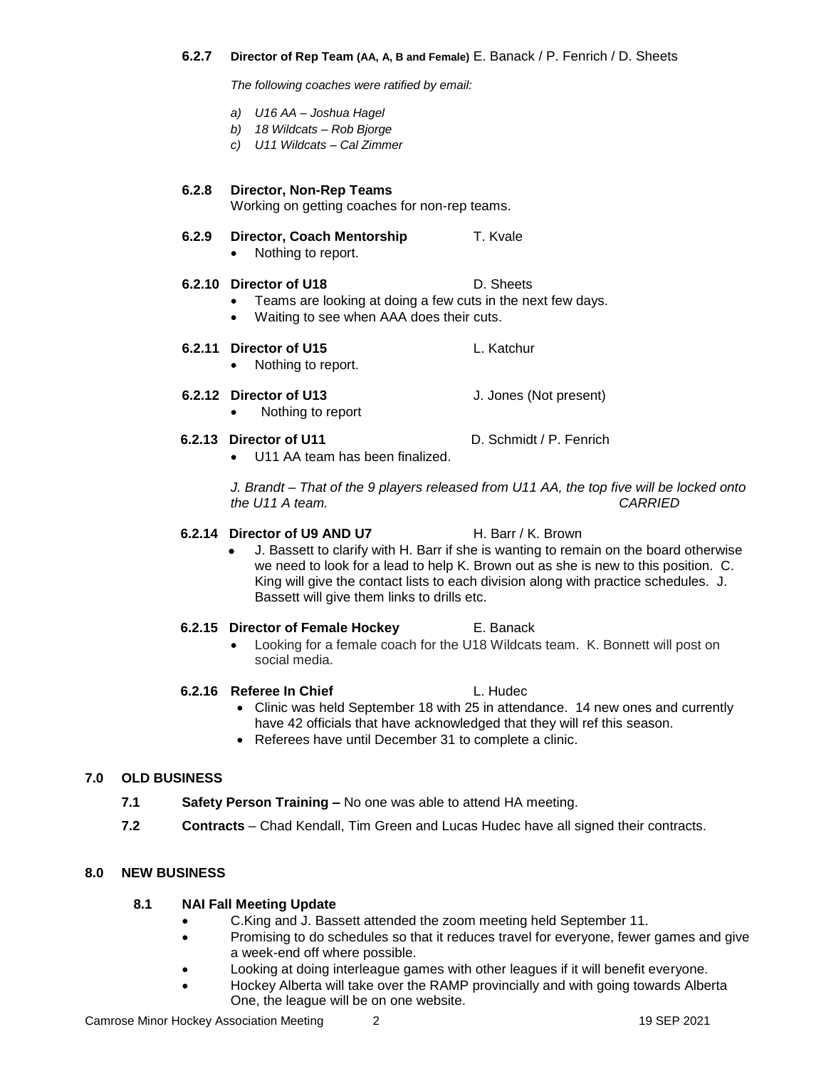#### 6.2.7 Director of Rep Team (AA, A, B and Female) E. Banack / P. Fenrich / D. Sheets

*The following coaches were ratified by email:*

*a) U16 AA – Joshua Hagel*
*b) 18 Wildcats – Rob Bjorge*
*c) U11 Wildcats – Cal Zimmer*

#### 6.2.8 Director, Non-Rep Teams

Working on getting coaches for non-rep teams.

#### 6.2.9 Director, Coach Mentorship — T. Kvale

- Nothing to report.

#### 6.2.10 Director of U18 — D. Sheets

- Teams are looking at doing a few cuts in the next few days.
- Waiting to see when AAA does their cuts.

#### 6.2.11 Director of U15 — L. Katchur

- Nothing to report.

#### 6.2.12 Director of U13 — J. Jones (Not present)

- Nothing to report

#### 6.2.13 Director of U11 — D. Schmidt / P. Fenrich

- U11 AA team has been finalized.

*J. Brandt – That of the 9 players released from U11 AA, the top five will be locked onto the U11 A team.* *CARRIED*

#### 6.2.14 Director of U9 AND U7 — H. Barr / K. Brown

- J. Bassett to clarify with H. Barr if she is wanting to remain on the board otherwise we need to look for a lead to help K. Brown out as she is new to this position. C. King will give the contact lists to each division along with practice schedules. J. Bassett will give them links to drills etc.

#### 6.2.15 Director of Female Hockey — E. Banack

- Looking for a female coach for the U18 Wildcats team. K. Bonnett will post on social media.

#### 6.2.16 Referee In Chief — L. Hudec

- Clinic was held September 18 with 25 in attendance. 14 new ones and currently have 42 officials that have acknowledged that they will ref this season.
- Referees have until December 31 to complete a clinic.

## 7.0 OLD BUSINESS

**7.1 Safety Person Training –** No one was able to attend HA meeting.

**7.2 Contracts** – Chad Kendall, Tim Green and Lucas Hudec have all signed their contracts.

## 8.0 NEW BUSINESS

### 8.1 NAI Fall Meeting Update

- C.King and J. Bassett attended the zoom meeting held September 11.
- Promising to do schedules so that it reduces travel for everyone, fewer games and give a week-end off where possible.
- Looking at doing interleague games with other leagues if it will benefit everyone.
- Hockey Alberta will take over the RAMP provincially and with going towards Alberta One, the league will be on one website.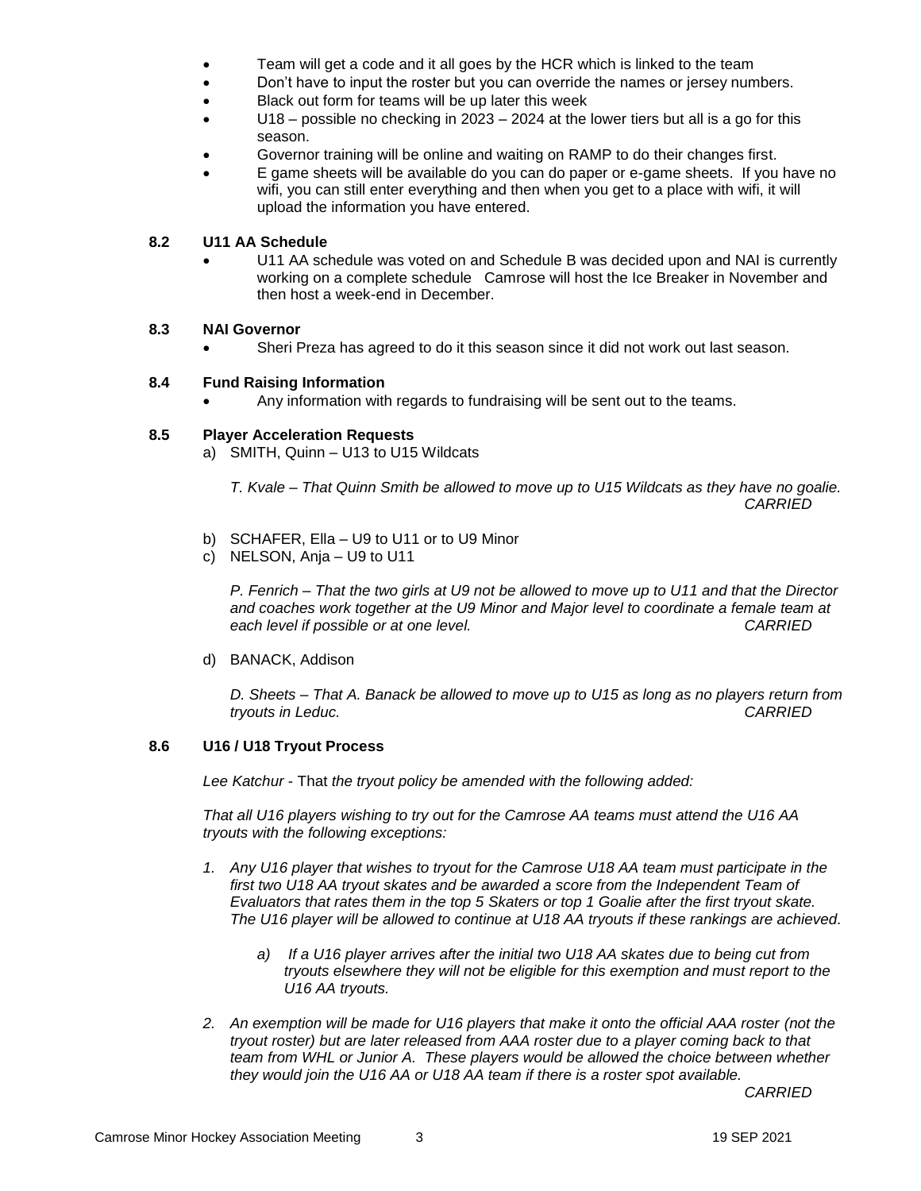- Team will get a code and it all goes by the HCR which is linked to the team
- Don't have to input the roster but you can override the names or jersey numbers.
- Black out form for teams will be up later this week
- U18 – possible no checking in 2023 – 2024 at the lower tiers but all is a go for this season.
- Governor training will be online and waiting on RAMP to do their changes first.
- E game sheets will be available do you can do paper or e-game sheets. If you have no wifi, you can still enter everything and then when you get to a place with wifi, it will upload the information you have entered.

**8.2 U11 AA Schedule**

- U11 AA schedule was voted on and Schedule B was decided upon and NAI is currently working on a complete schedule Camrose will host the Ice Breaker in November and then host a week-end in December.

**8.3 NAI Governor**

- Sheri Preza has agreed to do it this season since it did not work out last season.

**8.4 Fund Raising Information**

- Any information with regards to fundraising will be sent out to the teams.

**8.5 Player Acceleration Requests**

a) SMITH, Quinn – U13 to U15 Wildcats

*T. Kvale – That Quinn Smith be allowed to move up to U15 Wildcats as they have no goalie.* *CARRIED*

b) SCHAFER, Ella – U9 to U11 or to U9 Minor

c) NELSON, Anja – U9 to U11

*P. Fenrich – That the two girls at U9 not be allowed to move up to U11 and that the Director and coaches work together at the U9 Minor and Major level to coordinate a female team at each level if possible or at one level.* *CARRIED*

d) BANACK, Addison

*D. Sheets – That A. Banack be allowed to move up to U15 as long as no players return from tryouts in Leduc.* *CARRIED*

**8.6 U16 / U18 Tryout Process**

*Lee Katchur* - That *the tryout policy be amended with the following added:*

*That all U16 players wishing to try out for the Camrose AA teams must attend the U16 AA tryouts with the following exceptions:*

1. *Any U16 player that wishes to tryout for the Camrose U18 AA team must participate in the first two U18 AA tryout skates and be awarded a score from the Independent Team of Evaluators that rates them in the top 5 Skaters or top 1 Goalie after the first tryout skate. The U16 player will be allowed to continue at U18 AA tryouts if these rankings are achieved.*

   a) *If a U16 player arrives after the initial two U18 AA skates due to being cut from tryouts elsewhere they will not be eligible for this exemption and must report to the U16 AA tryouts.*

2. *An exemption will be made for U16 players that make it onto the official AAA roster (not the tryout roster) but are later released from AAA roster due to a player coming back to that team from WHL or Junior A. These players would be allowed the choice between whether they would join the U16 AA or U18 AA team if there is a roster spot available.*

*CARRIED*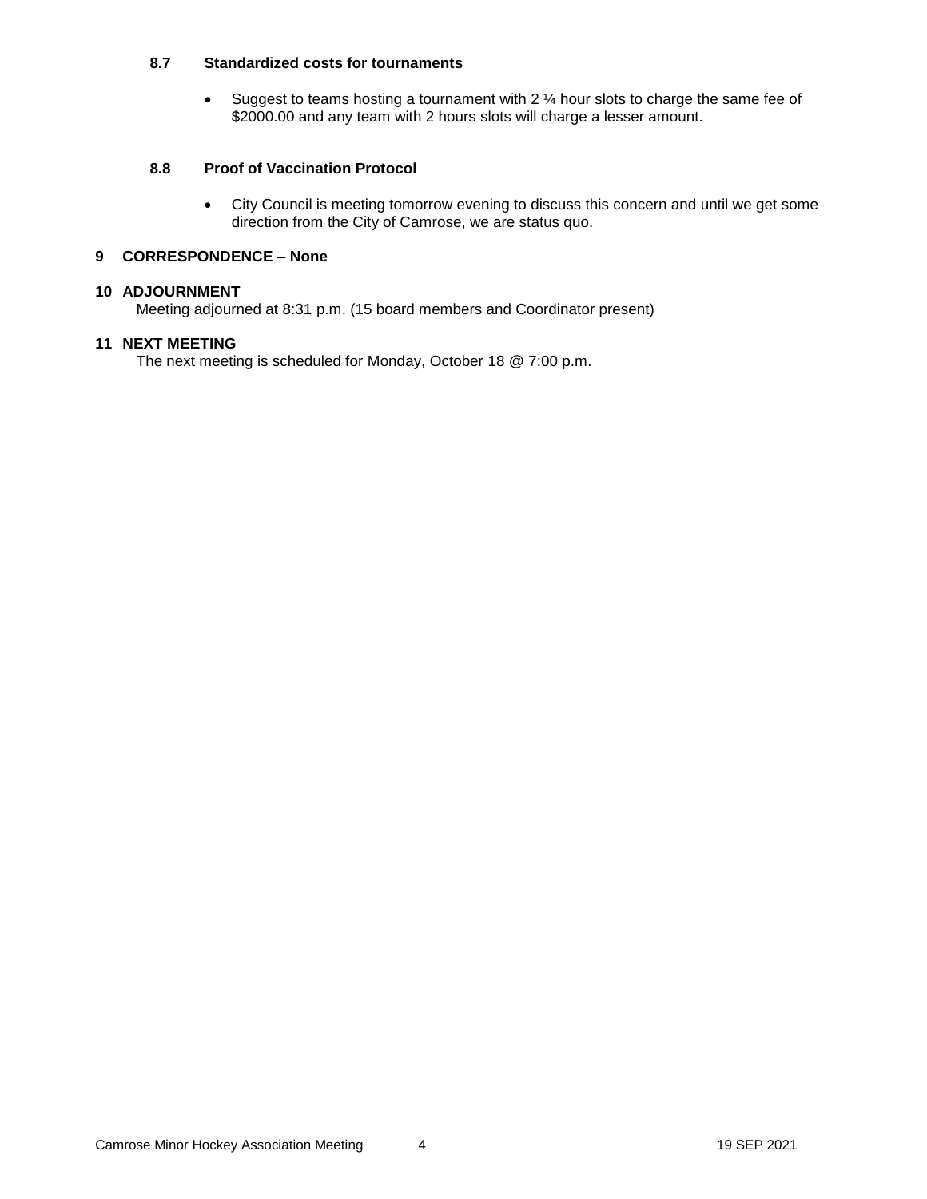### 8.7 Standardized costs for tournaments

- Suggest to teams hosting a tournament with 2 ¼ hour slots to charge the same fee of $2000.00 and any team with 2 hours slots will charge a lesser amount.

### 8.8 Proof of Vaccination Protocol

- City Council is meeting tomorrow evening to discuss this concern and until we get some direction from the City of Camrose, we are status quo.

## 9 CORRESPONDENCE – None

## 10 ADJOURNMENT

Meeting adjourned at 8:31 p.m. (15 board members and Coordinator present)

## 11 NEXT MEETING

The next meeting is scheduled for Monday, October 18 @ 7:00 p.m.